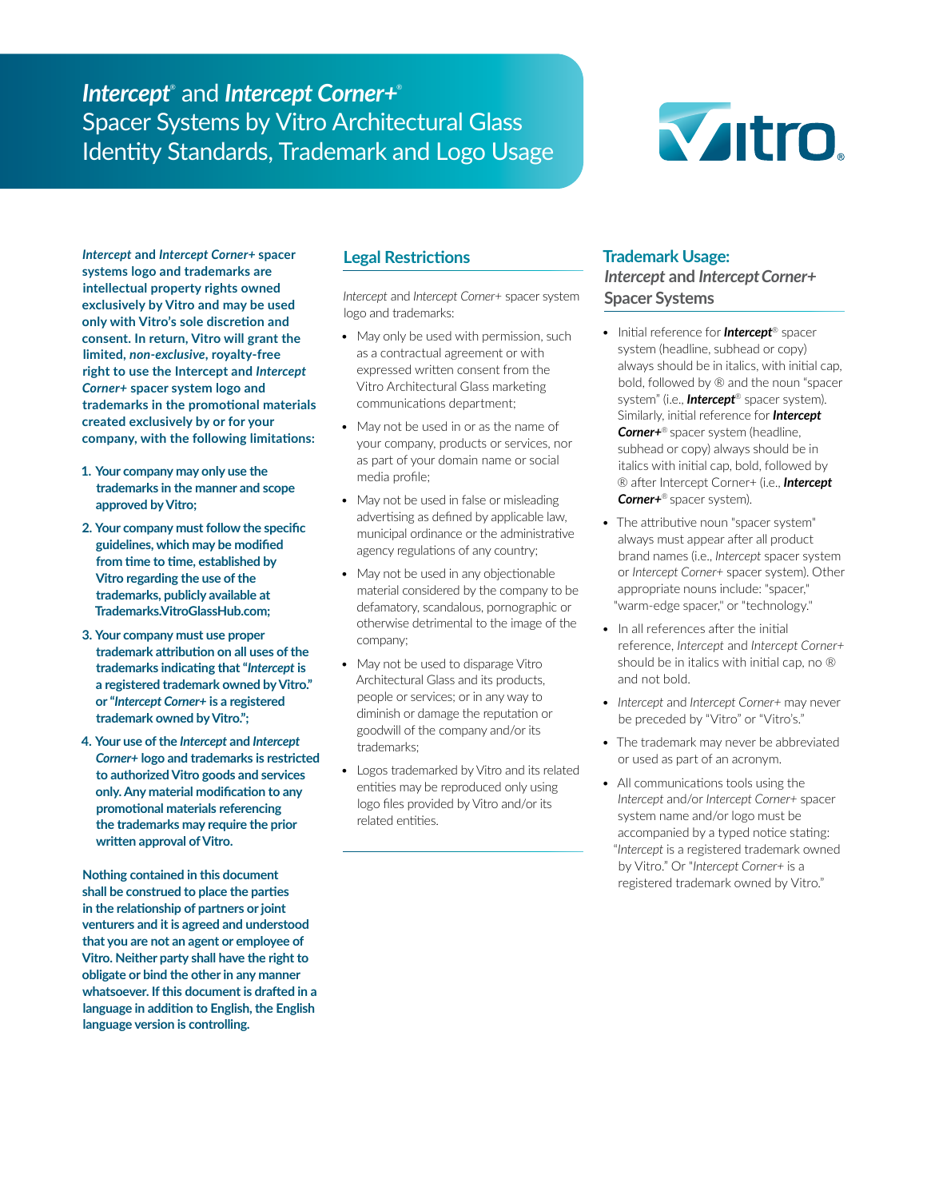# *Intercept*® and *Intercept Corner+*® Spacer Systems by Vitro Architectural Glass Identity Standards, Trademark and Logo Usage

***Intercept*** **and** ***Intercept Corner+*** **spacer systems logo and trademarks are intellectual property rights owned exclusively by Vitro and may be used only with Vitro's sole discretion and consent. In return, Vitro will grant the limited,** ***non-exclusive*****, royalty-free right to use the Intercept and** ***Intercept Corner+*** **spacer system logo and trademarks in the promotional materials created exclusively by or for your company, with the following limitations:**

1. **Your company may only use the trademarks in the manner and scope approved by Vitro;**
2. **Your company must follow the specific guidelines, which may be modified from time to time, established by Vitro regarding the use of the trademarks, publicly available at Trademarks.VitroGlassHub.com;**
3. **Your company must use proper trademark attribution on all uses of the trademarks indicating that "*Intercept* is a registered trademark owned by Vitro." or "*Intercept Corner+* is a registered trademark owned by Vitro.";**
4. **Your use of the *Intercept* and *Intercept Corner+* logo and trademarks is restricted to authorized Vitro goods and services only. Any material modification to any promotional materials referencing the trademarks may require the prior written approval of Vitro.**

**Nothing contained in this document shall be construed to place the parties in the relationship of partners or joint venturers and it is agreed and understood that you are not an agent or employee of Vitro. Neither party shall have the right to obligate or bind the other in any manner whatsoever. If this document is drafted in a language in addition to English, the English language version is controlling.**

## Legal Restrictions

*Intercept* and *Intercept Corner+* spacer system logo and trademarks:

- May only be used with permission, such as a contractual agreement or with expressed written consent from the Vitro Architectural Glass marketing communications department;
- May not be used in or as the name of your company, products or services, nor as part of your domain name or social media profile;
- May not be used in false or misleading advertising as defined by applicable law, municipal ordinance or the administrative agency regulations of any country;
- May not be used in any objectionable material considered by the company to be defamatory, scandalous, pornographic or otherwise detrimental to the image of the company;
- May not be used to disparage Vitro Architectural Glass and its products, people or services; or in any way to diminish or damage the reputation or goodwill of the company and/or its trademarks;
- Logos trademarked by Vitro and its related entities may be reproduced only using logo files provided by Vitro and/or its related entities.

## Trademark Usage: *Intercept* and *Intercept Corner+* Spacer Systems

- Initial reference for ***Intercept***® spacer system (headline, subhead or copy) always should be in italics, with initial cap, bold, followed by ® and the noun "spacer system" (i.e., ***Intercept***® spacer system). Similarly, initial reference for ***Intercept Corner+***® spacer system (headline, subhead or copy) always should be in italics with initial cap, bold, followed by ® after Intercept Corner+ (i.e., ***Intercept Corner+***® spacer system).
- The attributive noun "spacer system" always must appear after all product brand names (i.e., *Intercept* spacer system or *Intercept Corner+* spacer system). Other appropriate nouns include: "spacer," "warm-edge spacer," or "technology."
- In all references after the initial reference, *Intercept* and *Intercept Corner+* should be in italics with initial cap, no ® and not bold.
- *Intercept* and *Intercept Corner+* may never be preceded by "Vitro" or "Vitro's."
- The trademark may never be abbreviated or used as part of an acronym.
- All communications tools using the *Intercept* and/or *Intercept Corner+* spacer system name and/or logo must be accompanied by a typed notice stating: "*Intercept* is a registered trademark owned by Vitro." Or "*Intercept Corner+* is a registered trademark owned by Vitro."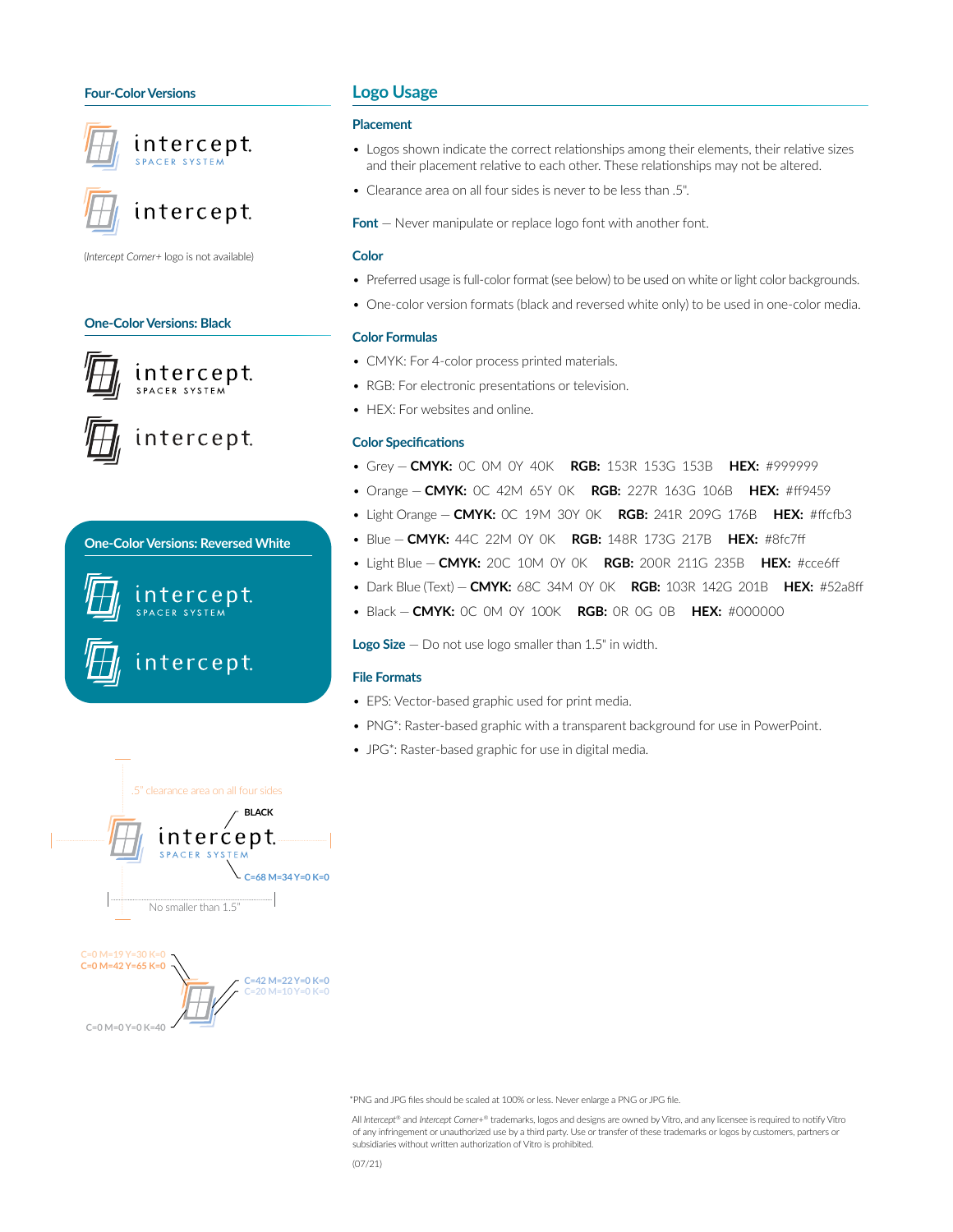## Four-Color Versions

(*Intercept Corner+* logo is not available)

## One-Color Versions: Black

## One-Color Versions: Reversed White

.5" clearance area on all four sides

BLACK

C=68 M=34 Y=0 K=0

No smaller than 1.5"

C=0 M=19 Y=30 K=0
C=0 M=42 Y=65 K=0

C=42 M=22 Y=0 K=0
C=20 M=10 Y=0 K=0

C=0 M=0 Y=0 K=40

## Logo Usage

### Placement

- Logos shown indicate the correct relationships among their elements, their relative sizes and their placement relative to each other. These relationships may not be altered.
- Clearance area on all four sides is never to be less than .5".

**Font** — Never manipulate or replace logo font with another font.

### Color

- Preferred usage is full-color format (see below) to be used on white or light color backgrounds.
- One-color version formats (black and reversed white only) to be used in one-color media.

### Color Formulas

- CMYK: For 4-color process printed materials.
- RGB: For electronic presentations or television.
- HEX: For websites and online.

### Color Specifications

- Grey — **CMYK:** 0C 0M 0Y 40K **RGB:** 153R 153G 153B **HEX:** #999999
- Orange — **CMYK:** 0C 42M 65Y 0K **RGB:** 227R 163G 106B **HEX:** #ff9459
- Light Orange — **CMYK:** 0C 19M 30Y 0K **RGB:** 241R 209G 176B **HEX:** #ffcfb3
- Blue — **CMYK:** 44C 22M 0Y 0K **RGB:** 148R 173G 217B **HEX:** #8fc7ff
- Light Blue — **CMYK:** 20C 10M 0Y 0K **RGB:** 200R 211G 235B **HEX:** #cce6ff
- Dark Blue (Text) — **CMYK:** 68C 34M 0Y 0K **RGB:** 103R 142G 201B **HEX:** #52a8ff
- Black — **CMYK:** 0C 0M 0Y 100K **RGB:** 0R 0G 0B **HEX:** #000000

**Logo Size** — Do not use logo smaller than 1.5" in width.

### File Formats

- EPS: Vector-based graphic used for print media.
- PNG*: Raster-based graphic with a transparent background for use in PowerPoint.
- JPG*: Raster-based graphic for use in digital media.

*PNG and JPG files should be scaled at 100% or less. Never enlarge a PNG or JPG file.

All *Intercept*® and *Intercept Corner+*® trademarks, logos and designs are owned by Vitro, and any licensee is required to notify Vitro of any infringement or unauthorized use by a third party. Use or transfer of these trademarks or logos by customers, partners or subsidiaries without written authorization of Vitro is prohibited.

(07/21)